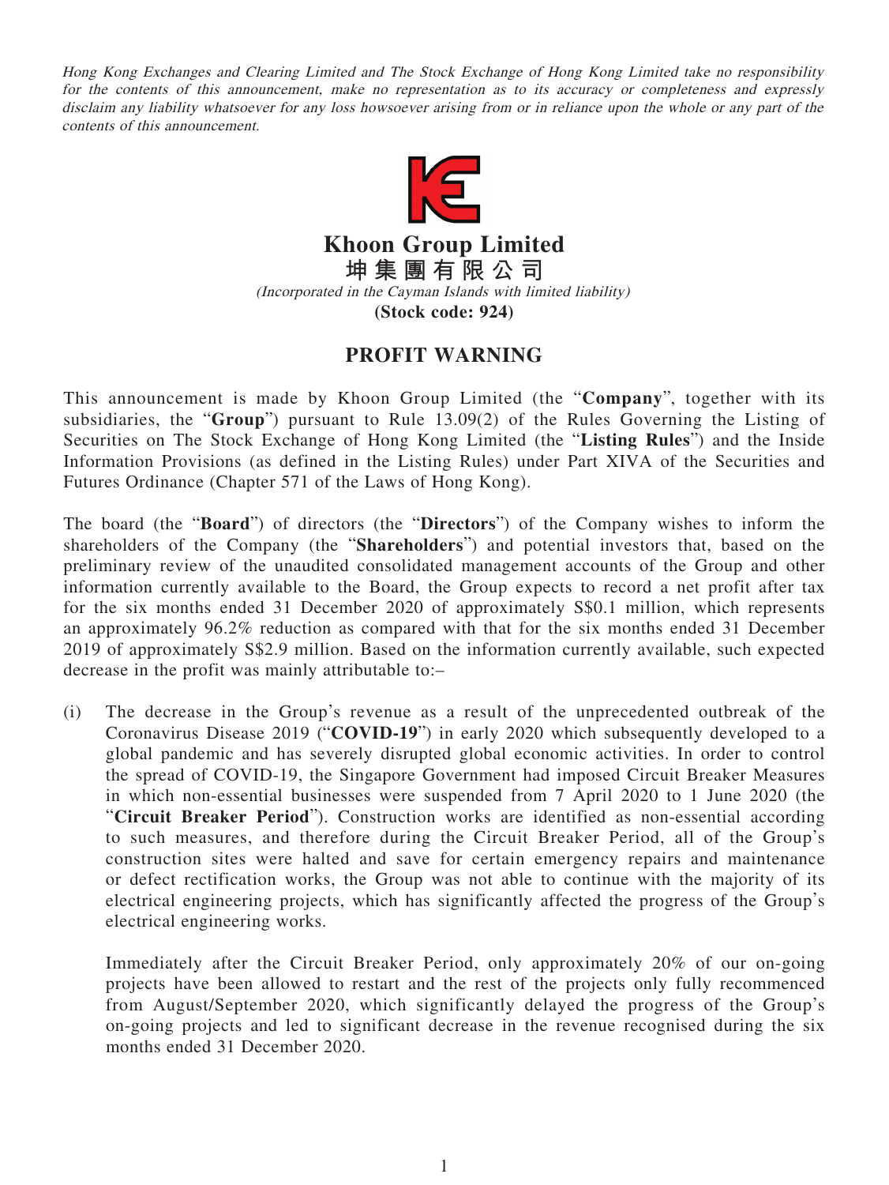*Hong Kong Exchanges and Clearing Limited and The Stock Exchange of Hong Kong Limited take no responsibility for the contents of this announcement, make no representation as to its accuracy or completeness and expressly disclaim any liability whatsoever for any loss howsoever arising from or in reliance upon the whole or any part of the contents of this announcement.*

# Khoon Group Limited
# 坤集團有限公司

*(Incorporated in the Cayman Islands with limited liability)*

**(Stock code: 924)**

## PROFIT WARNING

This announcement is made by Khoon Group Limited (the "**Company**", together with its subsidiaries, the "**Group**") pursuant to Rule 13.09(2) of the Rules Governing the Listing of Securities on The Stock Exchange of Hong Kong Limited (the "**Listing Rules**") and the Inside Information Provisions (as defined in the Listing Rules) under Part XIVA of the Securities and Futures Ordinance (Chapter 571 of the Laws of Hong Kong).

The board (the "**Board**") of directors (the "**Directors**") of the Company wishes to inform the shareholders of the Company (the "**Shareholders**") and potential investors that, based on the preliminary review of the unaudited consolidated management accounts of the Group and other information currently available to the Board, the Group expects to record a net profit after tax for the six months ended 31 December 2020 of approximately S$0.1 million, which represents an approximately 96.2% reduction as compared with that for the six months ended 31 December 2019 of approximately S$2.9 million. Based on the information currently available, such expected decrease in the profit was mainly attributable to:–

(i) The decrease in the Group's revenue as a result of the unprecedented outbreak of the Coronavirus Disease 2019 ("**COVID-19**") in early 2020 which subsequently developed to a global pandemic and has severely disrupted global economic activities. In order to control the spread of COVID-19, the Singapore Government had imposed Circuit Breaker Measures in which non-essential businesses were suspended from 7 April 2020 to 1 June 2020 (the "**Circuit Breaker Period**"). Construction works are identified as non-essential according to such measures, and therefore during the Circuit Breaker Period, all of the Group's construction sites were halted and save for certain emergency repairs and maintenance or defect rectification works, the Group was not able to continue with the majority of its electrical engineering projects, which has significantly affected the progress of the Group's electrical engineering works.

    Immediately after the Circuit Breaker Period, only approximately 20% of our on-going projects have been allowed to restart and the rest of the projects only fully recommenced from August/September 2020, which significantly delayed the progress of the Group's on-going projects and led to significant decrease in the revenue recognised during the six months ended 31 December 2020.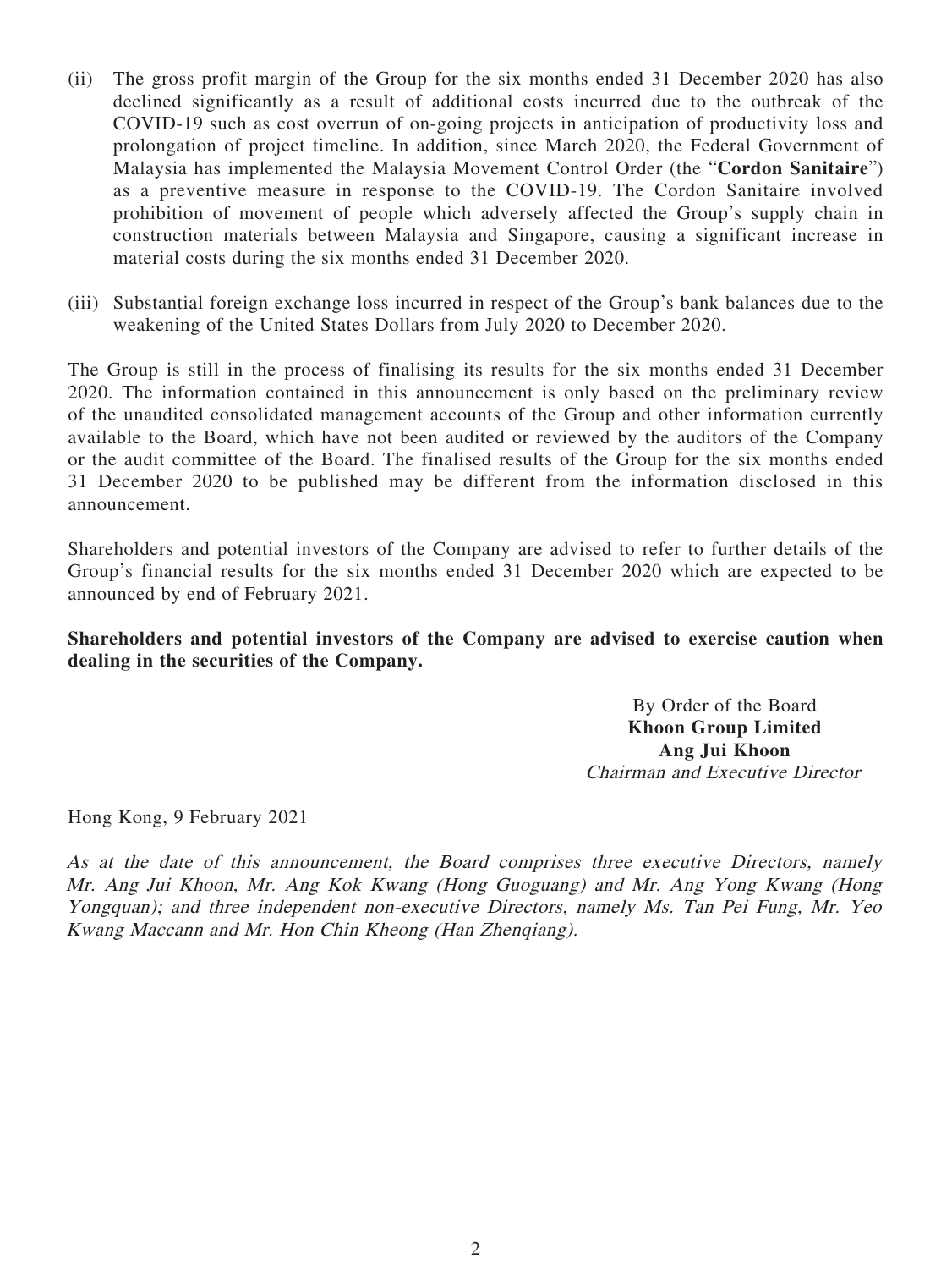(ii) The gross profit margin of the Group for the six months ended 31 December 2020 has also declined significantly as a result of additional costs incurred due to the outbreak of the COVID-19 such as cost overrun of on-going projects in anticipation of productivity loss and prolongation of project timeline. In addition, since March 2020, the Federal Government of Malaysia has implemented the Malaysia Movement Control Order (the "**Cordon Sanitaire**") as a preventive measure in response to the COVID-19. The Cordon Sanitaire involved prohibition of movement of people which adversely affected the Group's supply chain in construction materials between Malaysia and Singapore, causing a significant increase in material costs during the six months ended 31 December 2020.

(iii) Substantial foreign exchange loss incurred in respect of the Group's bank balances due to the weakening of the United States Dollars from July 2020 to December 2020.

The Group is still in the process of finalising its results for the six months ended 31 December 2020. The information contained in this announcement is only based on the preliminary review of the unaudited consolidated management accounts of the Group and other information currently available to the Board, which have not been audited or reviewed by the auditors of the Company or the audit committee of the Board. The finalised results of the Group for the six months ended 31 December 2020 to be published may be different from the information disclosed in this announcement.

Shareholders and potential investors of the Company are advised to refer to further details of the Group's financial results for the six months ended 31 December 2020 which are expected to be announced by end of February 2021.

**Shareholders and potential investors of the Company are advised to exercise caution when dealing in the securities of the Company.**

By Order of the Board
**Khoon Group Limited**
**Ang Jui Khoon**
*Chairman and Executive Director*

Hong Kong, 9 February 2021

*As at the date of this announcement, the Board comprises three executive Directors, namely Mr. Ang Jui Khoon, Mr. Ang Kok Kwang (Hong Guoguang) and Mr. Ang Yong Kwang (Hong Yongquan); and three independent non-executive Directors, namely Ms. Tan Pei Fung, Mr. Yeo Kwang Maccann and Mr. Hon Chin Kheong (Han Zhenqiang).*